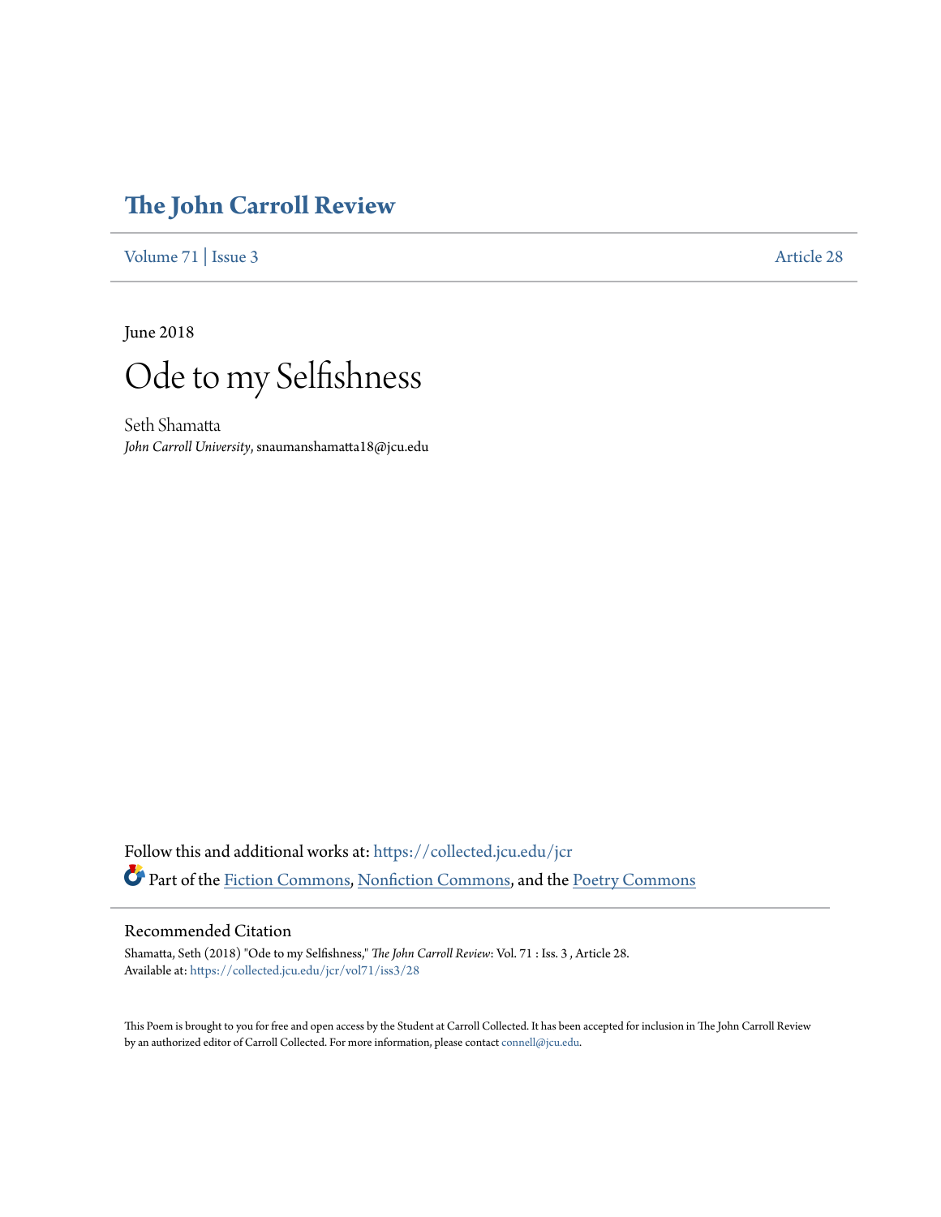# The John Carroll Review

Volume 71 | Issue 3 Article 28

June 2018

# Ode to my Selfishness

Seth Shamatta
*John Carroll University*, snaumanshamatta18@jcu.edu

Follow this and additional works at: https://collected.jcu.edu/jcr

Part of the Fiction Commons, Nonfiction Commons, and the Poetry Commons

## Recommended Citation

Shamatta, Seth (2018) "Ode to my Selfishness," *The John Carroll Review*: Vol. 71 : Iss. 3 , Article 28.
Available at: https://collected.jcu.edu/jcr/vol71/iss3/28

This Poem is brought to you for free and open access by the Student at Carroll Collected. It has been accepted for inclusion in The John Carroll Review by an authorized editor of Carroll Collected. For more information, please contact connell@jcu.edu.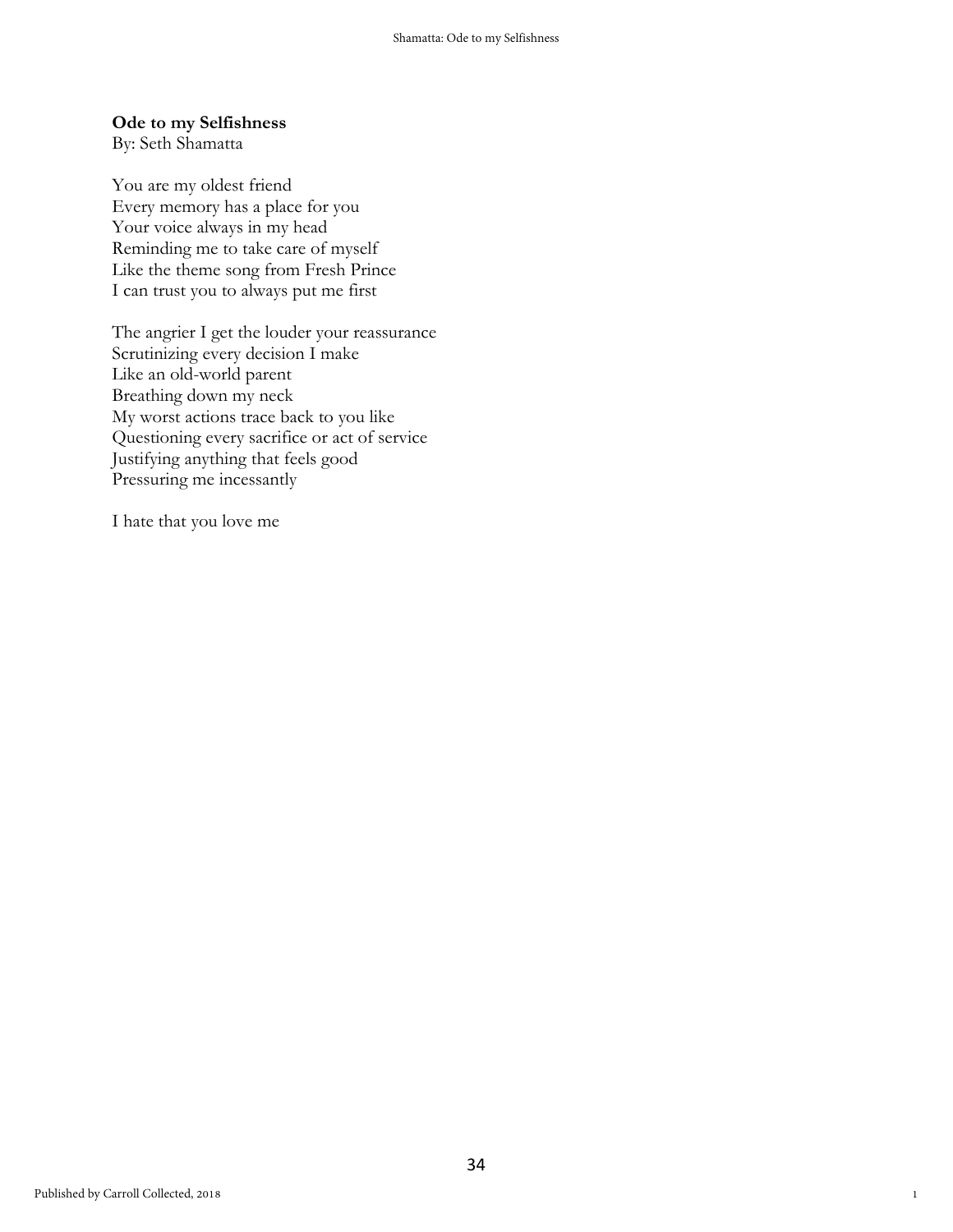**Ode to my Selfishness**

By: Seth Shamatta

You are my oldest friend
Every memory has a place for you
Your voice always in my head
Reminding me to take care of myself
Like the theme song from Fresh Prince
I can trust you to always put me first

The angrier I get the louder your reassurance
Scrutinizing every decision I make
Like an old-world parent
Breathing down my neck
My worst actions trace back to you like
Questioning every sacrifice or act of service
Justifying anything that feels good
Pressuring me incessantly

I hate that you love me